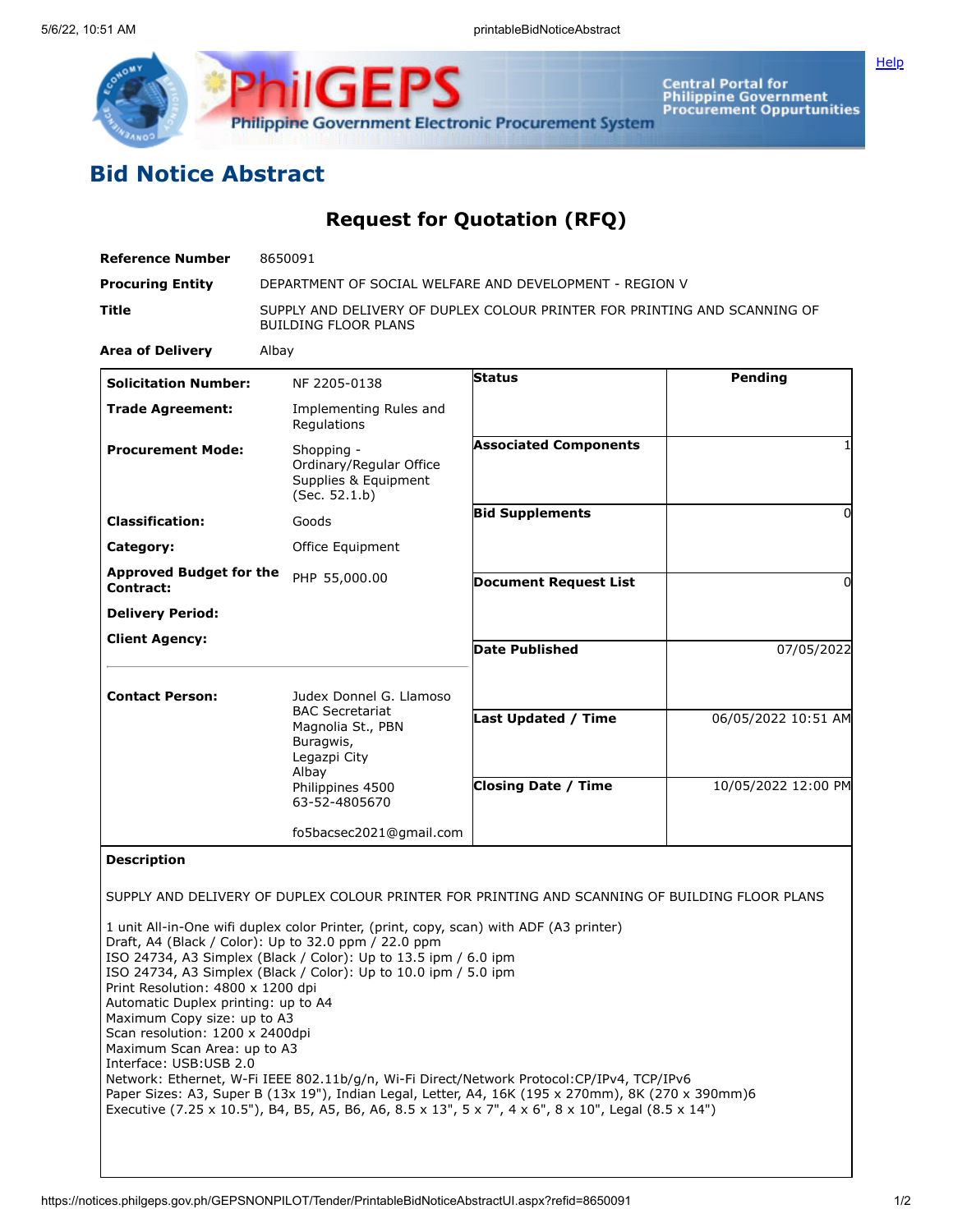# Bid Notice Abstract

## Request for Quotation (RFQ)

| | |
|---|---|
| **Reference Number** | 8650091 |
| **Procuring Entity** | DEPARTMENT OF SOCIAL WELFARE AND DEVELOPMENT - REGION V |
| **Title** | SUPPLY AND DELIVERY OF DUPLEX COLOUR PRINTER FOR PRINTING AND SCANNING OF BUILDING FLOOR PLANS |
| **Area of Delivery** | Albay |

| | | | |
|---|---|---|---|
| **Solicitation Number:** | NF 2205-0138 | **Status** | Pending |
| **Trade Agreement:** | Implementing Rules and Regulations | | |
| **Procurement Mode:** | Shopping - Ordinary/Regular Office Supplies & Equipment (Sec. 52.1.b) | **Associated Components** | 1 |
| **Classification:** | Goods | **Bid Supplements** | 0 |
| **Category:** | Office Equipment | | |
| **Approved Budget for the Contract:** | PHP 55,000.00 | **Document Request List** | 0 |
| **Delivery Period:** | | | |
| **Client Agency:** | | **Date Published** | 07/05/2022 |
| **Contact Person:** | Judex Donnel G. Llamoso<br>BAC Secretariat<br>Magnolia St., PBN<br>Buragwis,<br>Legazpi City<br>Albay<br>Philippines 4500<br>63-52-4805670<br><br>fo5bacsec2021@gmail.com | **Last Updated / Time** | 06/05/2022 10:51 AM |
| | | **Closing Date / Time** | 10/05/2022 12:00 PM |

**Description**

SUPPLY AND DELIVERY OF DUPLEX COLOUR PRINTER FOR PRINTING AND SCANNING OF BUILDING FLOOR PLANS

1 unit All-in-One wifi duplex color Printer, (print, copy, scan) with ADF (A3 printer)
Draft, A4 (Black / Color): Up to 32.0 ppm / 22.0 ppm
ISO 24734, A3 Simplex (Black / Color): Up to 13.5 ipm / 6.0 ipm
ISO 24734, A3 Simplex (Black / Color): Up to 10.0 ipm / 5.0 ipm
Print Resolution: 4800 x 1200 dpi
Automatic Duplex printing: up to A4
Maximum Copy size: up to A3
Scan resolution: 1200 x 2400dpi
Maximum Scan Area: up to A3
Interface: USB:USB 2.0
Network: Ethernet, W-Fi IEEE 802.11b/g/n, Wi-Fi Direct/Network Protocol:CP/IPv4, TCP/IPv6
Paper Sizes: A3, Super B (13x 19"), Indian Legal, Letter, A4, 16K (195 x 270mm), 8K (270 x 390mm)6
Executive (7.25 x 10.5"), B4, B5, A5, B6, A6, 8.5 x 13", 5 x 7", 4 x 6", 8 x 10", Legal (8.5 x 14")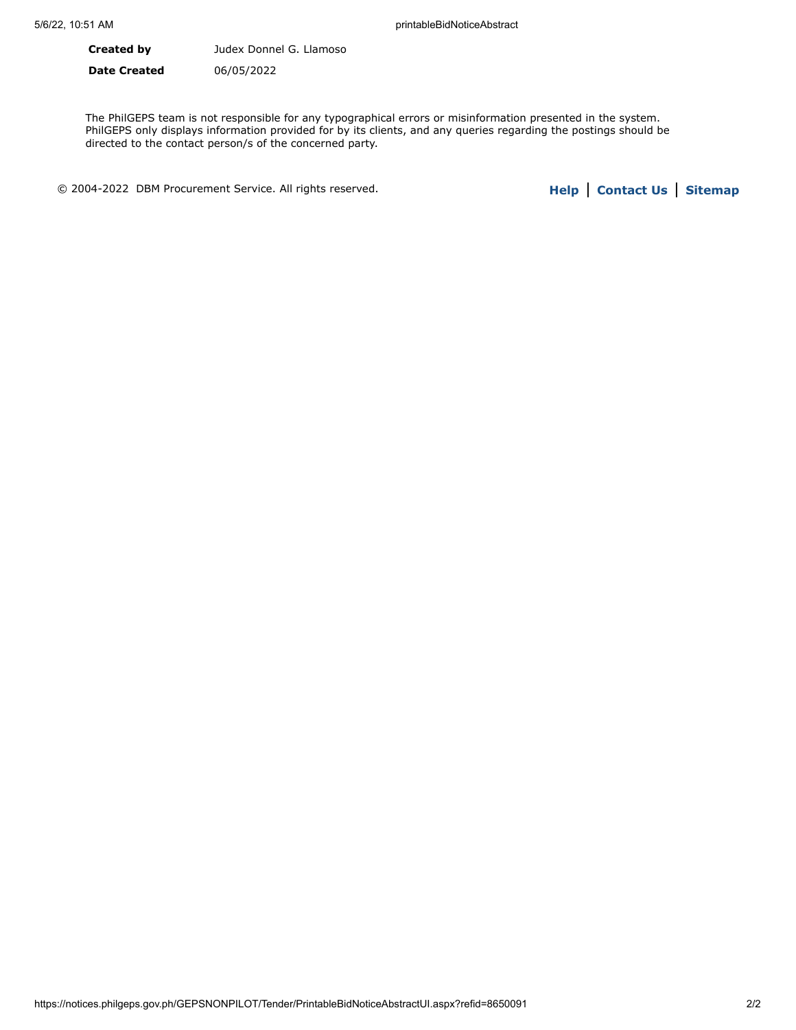| | |
|---|---|
| **Created by** | Judex Donnel G. Llamoso |
| **Date Created** | 06/05/2022 |

The PhilGEPS team is not responsible for any typographical errors or misinformation presented in the system. PhilGEPS only displays information provided for by its clients, and any queries regarding the postings should be directed to the contact person/s of the concerned party.

© 2004-2022 DBM Procurement Service. All rights reserved.

**Help** | **Contact Us** | **Sitemap**